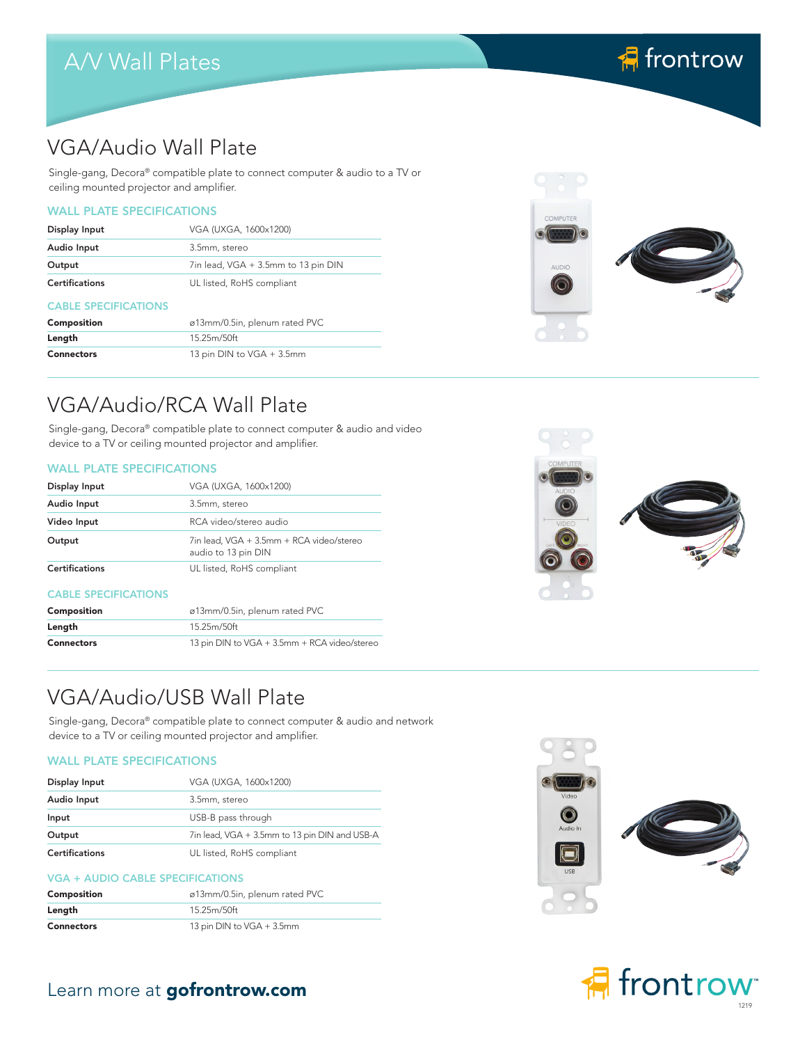# A/V Wall Plates

## VGA/Audio Wall Plate

Single-gang, Decora® compatible plate to connect computer & audio to a TV or ceiling mounted projector and amplifier.

### WALL PLATE SPECIFICATIONS

| | |
|---|---|
| **Display Input** | VGA (UXGA, 1600x1200) |
| **Audio Input** | 3.5mm, stereo |
| **Output** | 7in lead, VGA + 3.5mm to 13 pin DIN |
| **Certifications** | UL listed, RoHS compliant |

### CABLE SPECIFICATIONS

| | |
|---|---|
| **Composition** | ø13mm/0.5in, plenum rated PVC |
| **Length** | 15.25m/50ft |
| **Connectors** | 13 pin DIN to VGA + 3.5mm |

## VGA/Audio/RCA Wall Plate

Single-gang, Decora® compatible plate to connect computer & audio and video device to a TV or ceiling mounted projector and amplifier.

### WALL PLATE SPECIFICATIONS

| | |
|---|---|
| **Display Input** | VGA (UXGA, 1600x1200) |
| **Audio Input** | 3.5mm, stereo |
| **Video Input** | RCA video/stereo audio |
| **Output** | 7in lead, VGA + 3.5mm + RCA video/stereo audio to 13 pin DIN |
| **Certifications** | UL listed, RoHS compliant |

### CABLE SPECIFICATIONS

| | |
|---|---|
| **Composition** | ø13mm/0.5in, plenum rated PVC |
| **Length** | 15.25m/50ft |
| **Connectors** | 13 pin DIN to VGA + 3.5mm + RCA video/stereo |

## VGA/Audio/USB Wall Plate

Single-gang, Decora® compatible plate to connect computer & audio and network device to a TV or ceiling mounted projector and amplifier.

### WALL PLATE SPECIFICATIONS

| | |
|---|---|
| **Display Input** | VGA (UXGA, 1600x1200) |
| **Audio Input** | 3.5mm, stereo |
| **Input** | USB-B pass through |
| **Output** | 7in lead, VGA + 3.5mm to 13 pin DIN and USB-A |
| **Certifications** | UL listed, RoHS compliant |

### VGA + AUDIO CABLE SPECIFICATIONS

| | |
|---|---|
| **Composition** | ø13mm/0.5in, plenum rated PVC |
| **Length** | 15.25m/50ft |
| **Connectors** | 13 pin DIN to VGA + 3.5mm |

Learn more at **gofrontrow.com**

frontrow™

1219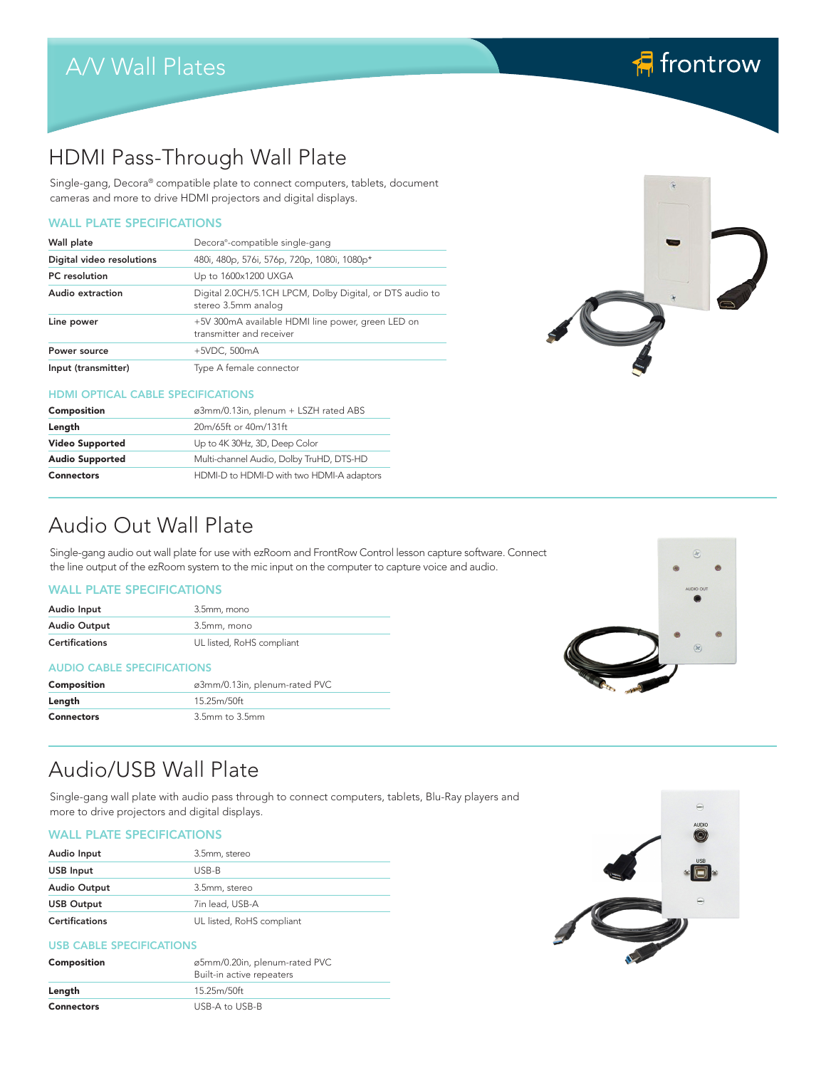# A/V Wall Plates

frontrow

## HDMI Pass-Through Wall Plate

Single-gang, Decora® compatible plate to connect computers, tablets, document cameras and more to drive HDMI projectors and digital displays.

### WALL PLATE SPECIFICATIONS

| | |
|---|---|
| **Wall plate** | Decora®-compatible single-gang |
| **Digital video resolutions** | 480i, 480p, 576i, 576p, 720p, 1080i, 1080p* |
| **PC resolution** | Up to 1600x1200 UXGA |
| **Audio extraction** | Digital 2.0CH/5.1CH LPCM, Dolby Digital, or DTS audio to stereo 3.5mm analog |
| **Line power** | +5V 300mA available HDMI line power, green LED on transmitter and receiver |
| **Power source** | +5VDC, 500mA |
| **Input (transmitter)** | Type A female connector |

### HDMI OPTICAL CABLE SPECIFICATIONS

| | |
|---|---|
| **Composition** | ø3mm/0.13in, plenum + LSZH rated ABS |
| **Length** | 20m/65ft or 40m/131ft |
| **Video Supported** | Up to 4K 30Hz, 3D, Deep Color |
| **Audio Supported** | Multi-channel Audio, Dolby TruHD, DTS-HD |
| **Connectors** | HDMI-D to HDMI-D with two HDMI-A adaptors |

## Audio Out Wall Plate

Single-gang audio out wall plate for use with ezRoom and FrontRow Control lesson capture software. Connect the line output of the ezRoom system to the mic input on the computer to capture voice and audio.

### WALL PLATE SPECIFICATIONS

| | |
|---|---|
| **Audio Input** | 3.5mm, mono |
| **Audio Output** | 3.5mm, mono |
| **Certifications** | UL listed, RoHS compliant |

### AUDIO CABLE SPECIFICATIONS

| | |
|---|---|
| **Composition** | ø3mm/0.13in, plenum-rated PVC |
| **Length** | 15.25m/50ft |
| **Connectors** | 3.5mm to 3.5mm |

## Audio/USB Wall Plate

Single-gang wall plate with audio pass through to connect computers, tablets, Blu-Ray players and more to drive projectors and digital displays.

### WALL PLATE SPECIFICATIONS

| | |
|---|---|
| **Audio Input** | 3.5mm, stereo |
| **USB Input** | USB-B |
| **Audio Output** | 3.5mm, stereo |
| **USB Output** | 7in lead, USB-A |
| **Certifications** | UL listed, RoHS compliant |

### USB CABLE SPECIFICATIONS

| | |
|---|---|
| **Composition** | ø5mm/0.20in, plenum-rated PVC Built-in active repeaters |
| **Length** | 15.25m/50ft |
| **Connectors** | USB-A to USB-B |